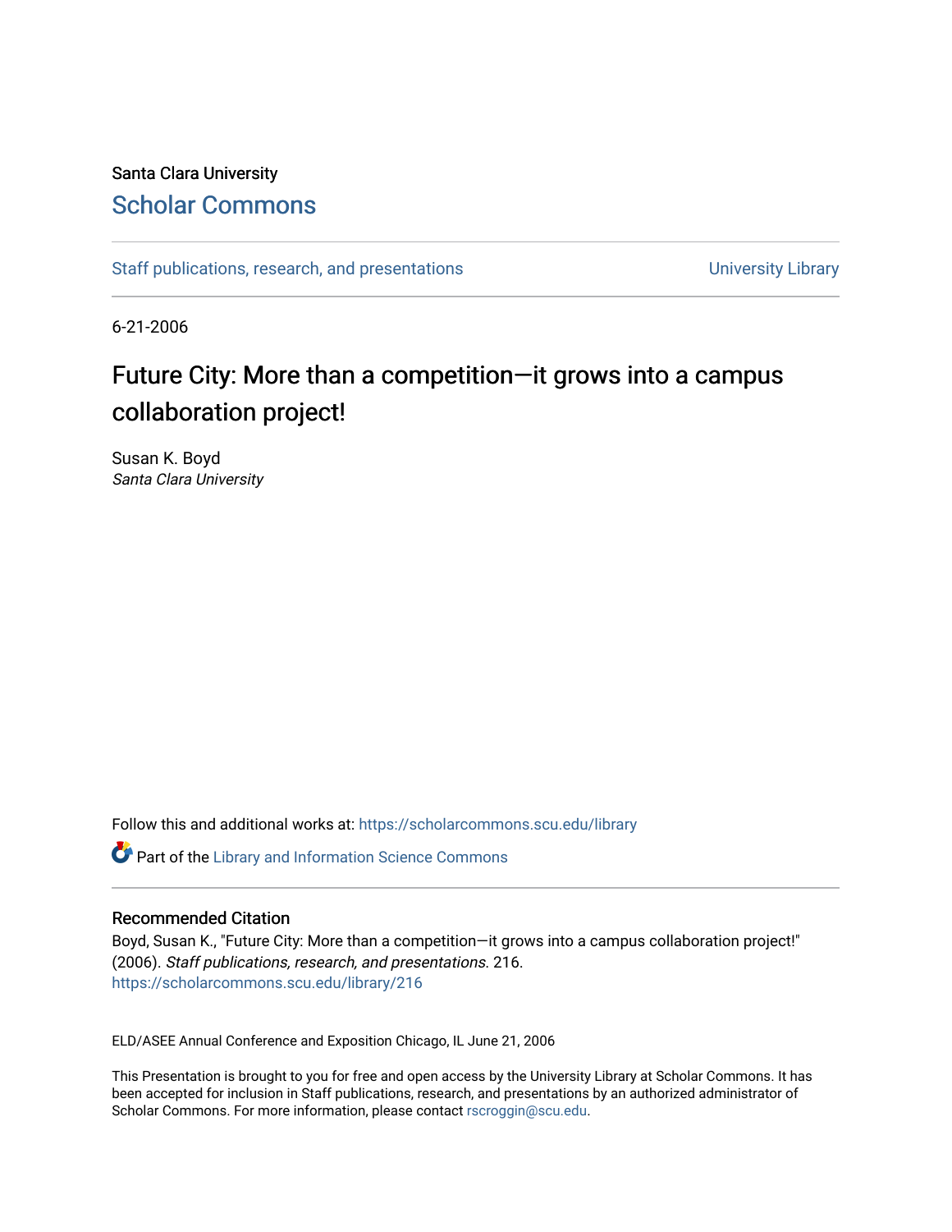Santa Clara University

# Scholar Commons

Staff publications, research, and presentations

University Library

6-21-2006

# Future City: More than a competition—it grows into a campus collaboration project!

Susan K. Boyd
*Santa Clara University*

Follow this and additional works at: https://scholarcommons.scu.edu/library

Part of the Library and Information Science Commons

## Recommended Citation

Boyd, Susan K., "Future City: More than a competition—it grows into a campus collaboration project!" (2006). *Staff publications, research, and presentations*. 216.
https://scholarcommons.scu.edu/library/216

ELD/ASEE Annual Conference and Exposition Chicago, IL June 21, 2006

This Presentation is brought to you for free and open access by the University Library at Scholar Commons. It has been accepted for inclusion in Staff publications, research, and presentations by an authorized administrator of Scholar Commons. For more information, please contact rscroggin@scu.edu.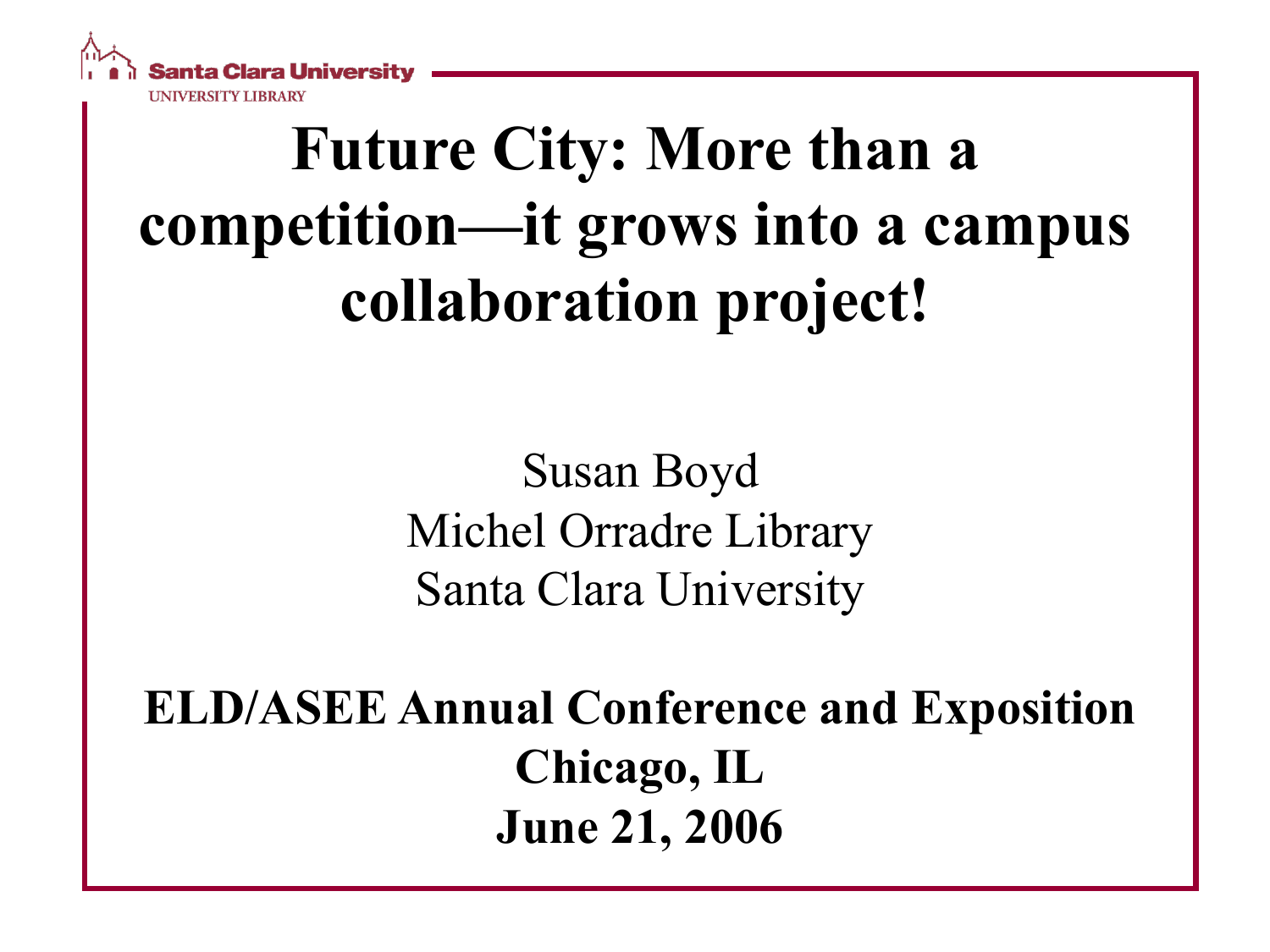Santa Clara University
UNIVERSITY LIBRARY

# Future City: More than a competition—it grows into a campus collaboration project!

Susan Boyd
Michel Orradre Library
Santa Clara University

**ELD/ASEE Annual Conference and Exposition**
**Chicago, IL**
**June 21, 2006**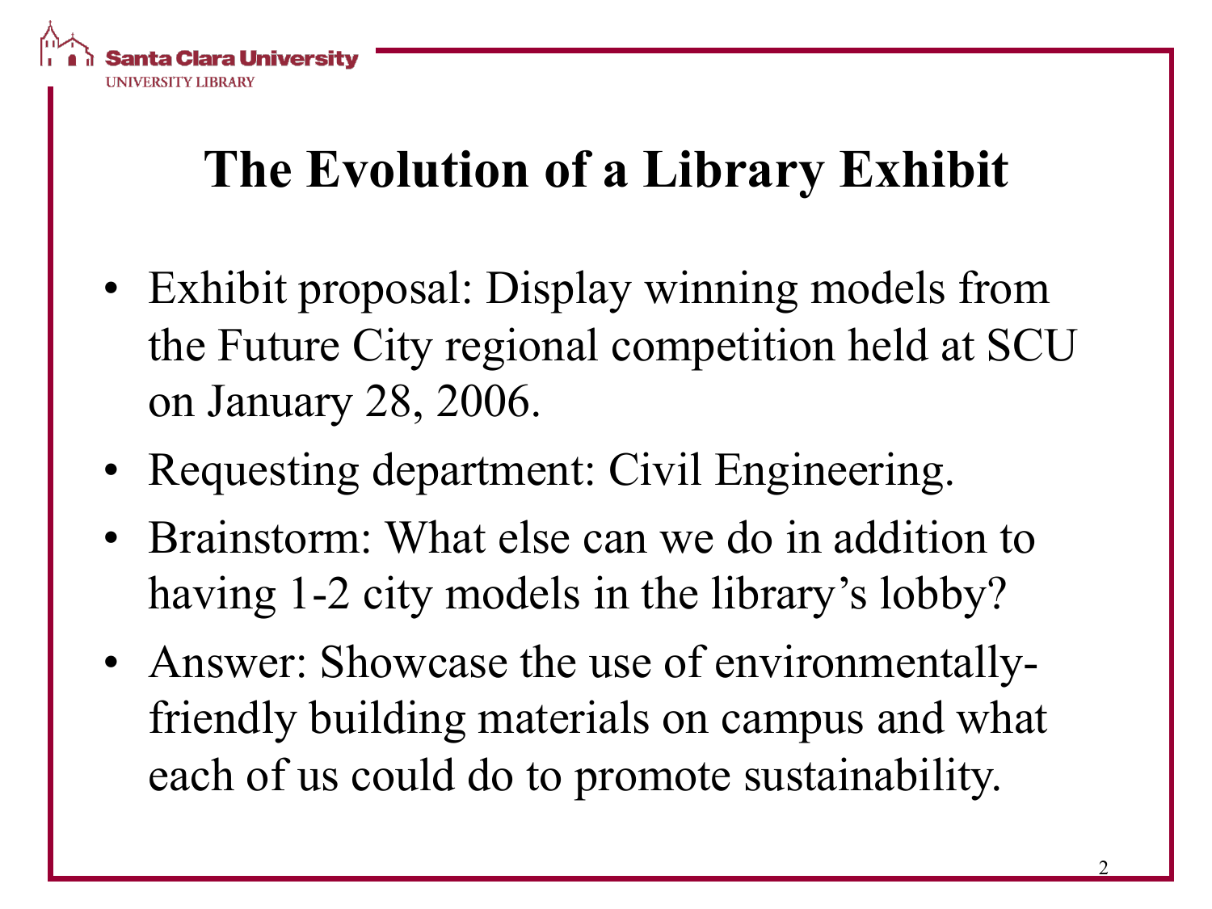# The Evolution of a Library Exhibit

- Exhibit proposal: Display winning models from the Future City regional competition held at SCU on January 28, 2006.
- Requesting department: Civil Engineering.
- Brainstorm: What else can we do in addition to having 1-2 city models in the library's lobby?
- Answer: Showcase the use of environmentally-friendly building materials on campus and what each of us could do to promote sustainability.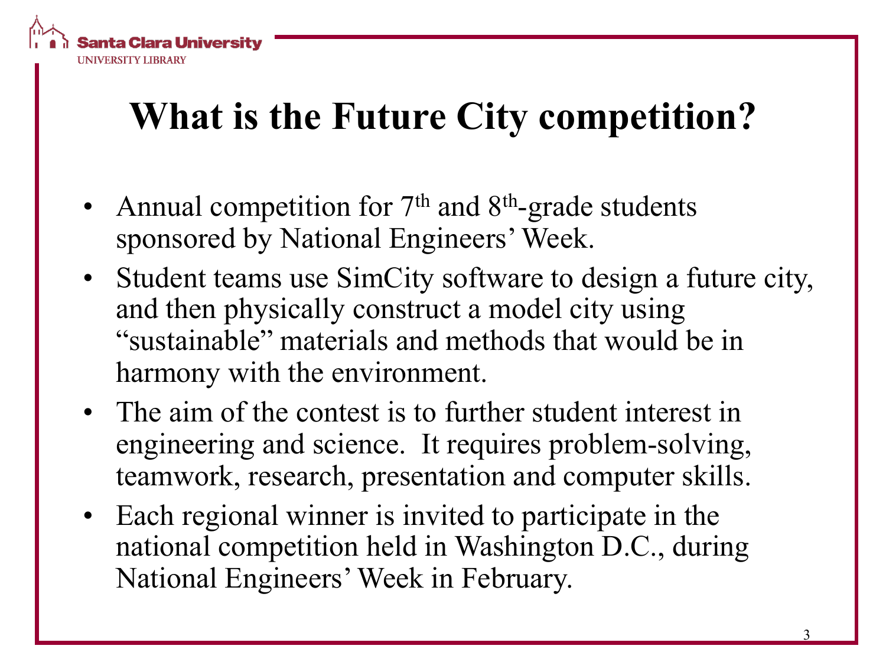# What is the Future City competition?

- Annual competition for 7th and 8th-grade students sponsored by National Engineers' Week.
- Student teams use SimCity software to design a future city, and then physically construct a model city using "sustainable" materials and methods that would be in harmony with the environment.
- The aim of the contest is to further student interest in engineering and science. It requires problem-solving, teamwork, research, presentation and computer skills.
- Each regional winner is invited to participate in the national competition held in Washington D.C., during National Engineers' Week in February.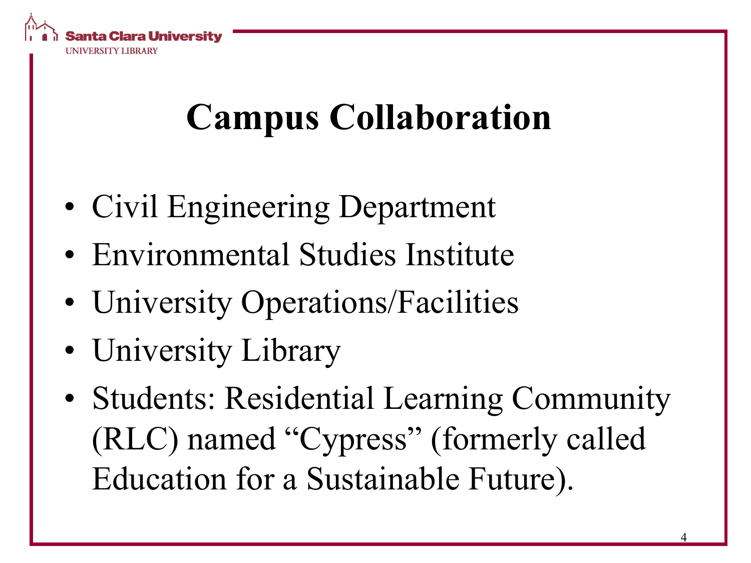# Campus Collaboration

- Civil Engineering Department
- Environmental Studies Institute
- University Operations/Facilities
- University Library
- Students: Residential Learning Community (RLC) named "Cypress" (formerly called Education for a Sustainable Future).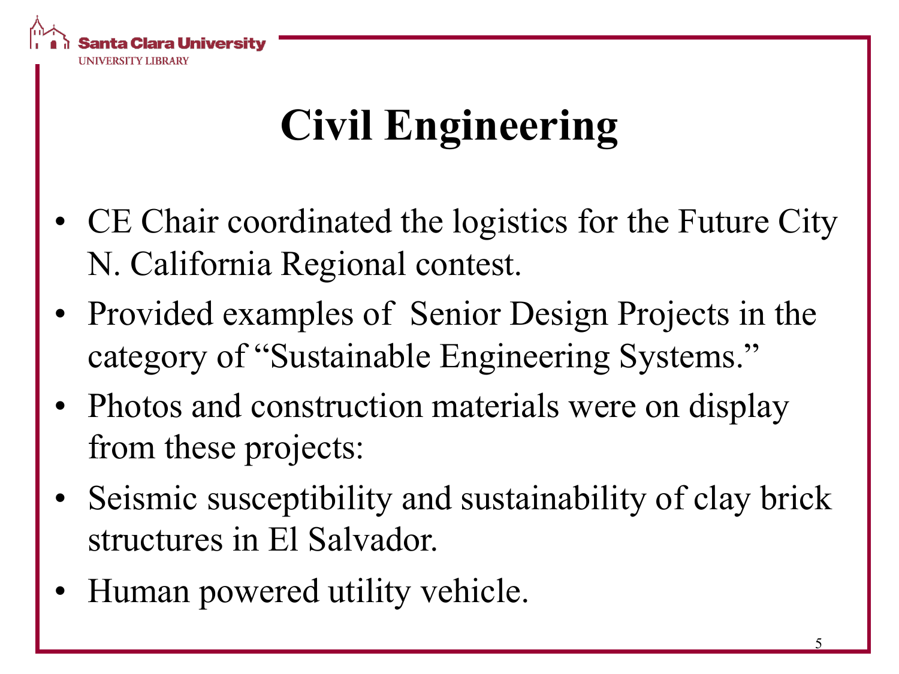# Civil Engineering

- CE Chair coordinated the logistics for the Future City N. California Regional contest.
- Provided examples of Senior Design Projects in the category of "Sustainable Engineering Systems."
- Photos and construction materials were on display from these projects:
- Seismic susceptibility and sustainability of clay brick structures in El Salvador.
- Human powered utility vehicle.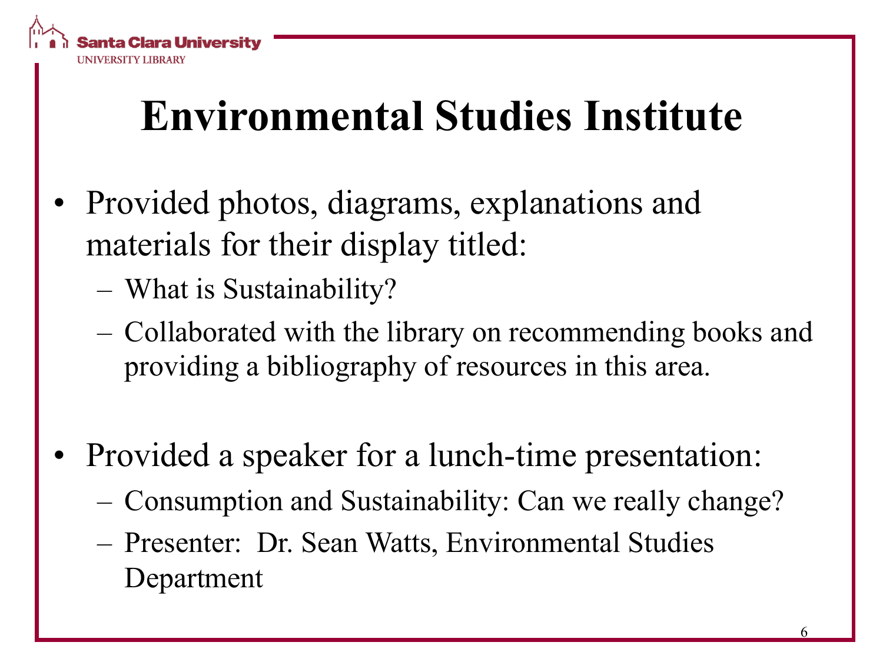# Environmental Studies Institute

- Provided photos, diagrams, explanations and materials for their display titled:
  - What is Sustainability?
  - Collaborated with the library on recommending books and providing a bibliography of resources in this area.

- Provided a speaker for a lunch-time presentation:
  - Consumption and Sustainability: Can we really change?
  - Presenter: Dr. Sean Watts, Environmental Studies Department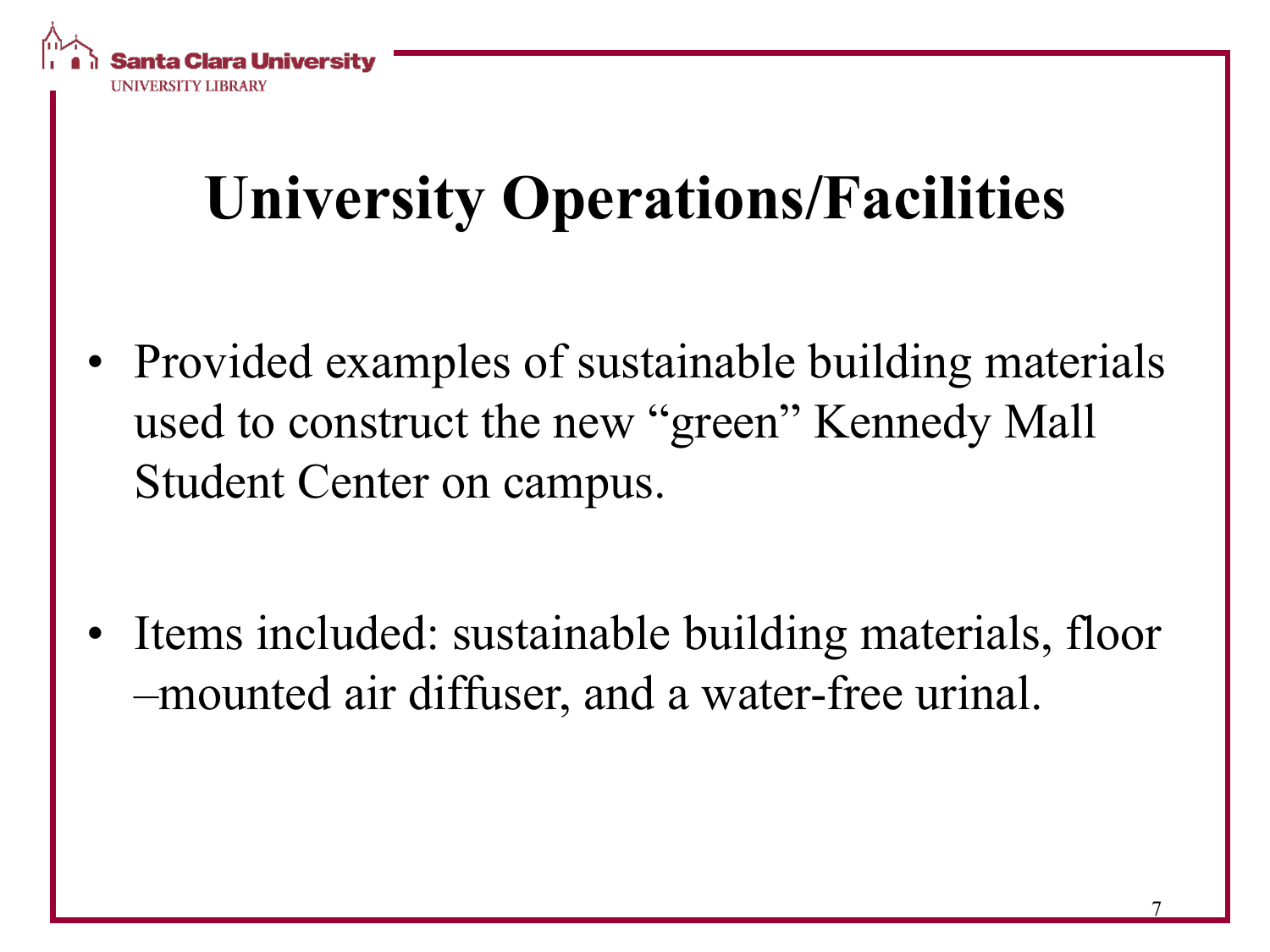# University Operations/Facilities

- Provided examples of sustainable building materials used to construct the new "green" Kennedy Mall Student Center on campus.

- Items included: sustainable building materials, floor –mounted air diffuser, and a water-free urinal.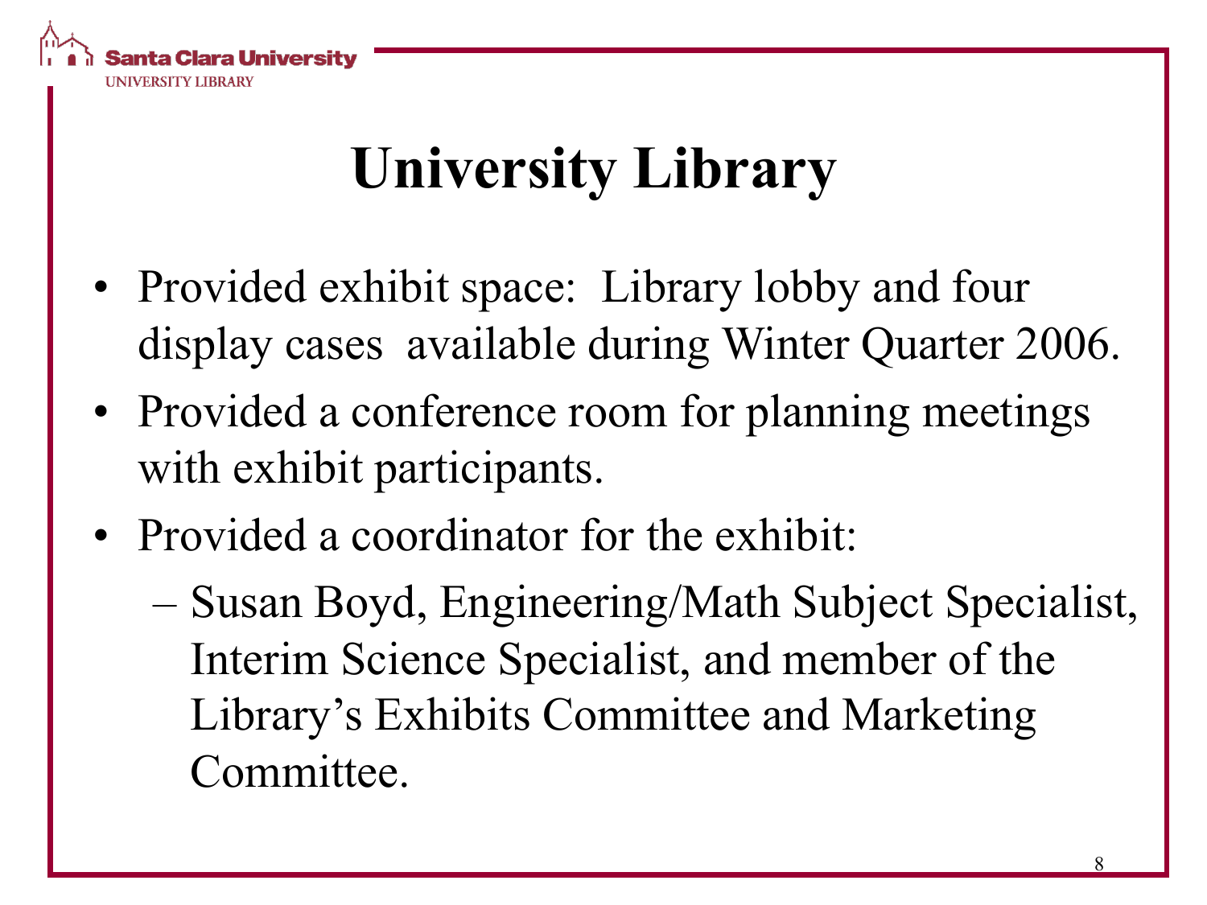# University Library

- Provided exhibit space: Library lobby and four display cases available during Winter Quarter 2006.
- Provided a conference room for planning meetings with exhibit participants.
- Provided a coordinator for the exhibit:
  - Susan Boyd, Engineering/Math Subject Specialist, Interim Science Specialist, and member of the Library's Exhibits Committee and Marketing Committee.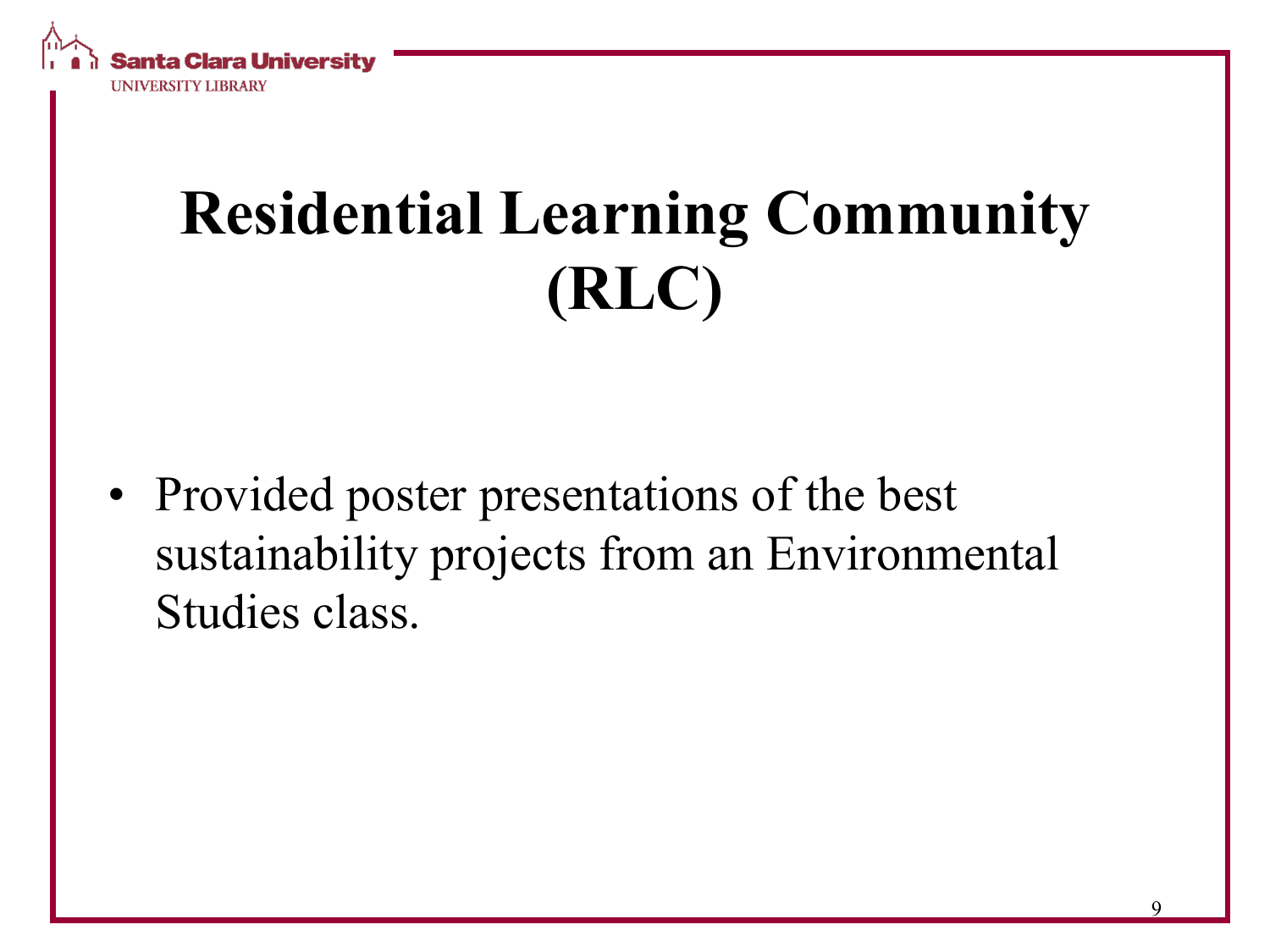# Residential Learning Community (RLC)

- Provided poster presentations of the best sustainability projects from an Environmental Studies class.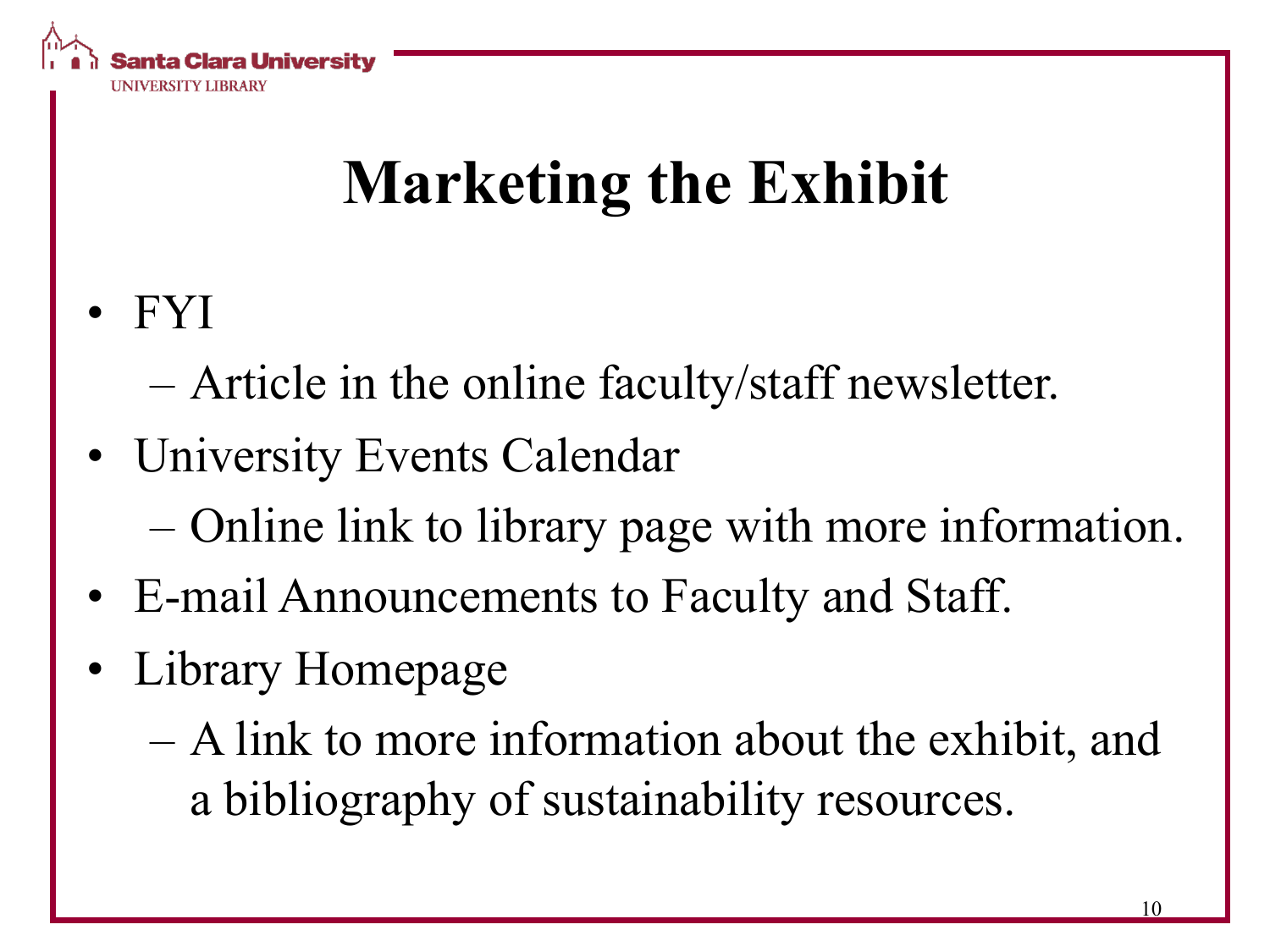# Marketing the Exhibit

- FYI
  - Article in the online faculty/staff newsletter.
- University Events Calendar
  - Online link to library page with more information.
- E-mail Announcements to Faculty and Staff.
- Library Homepage
  - A link to more information about the exhibit, and a bibliography of sustainability resources.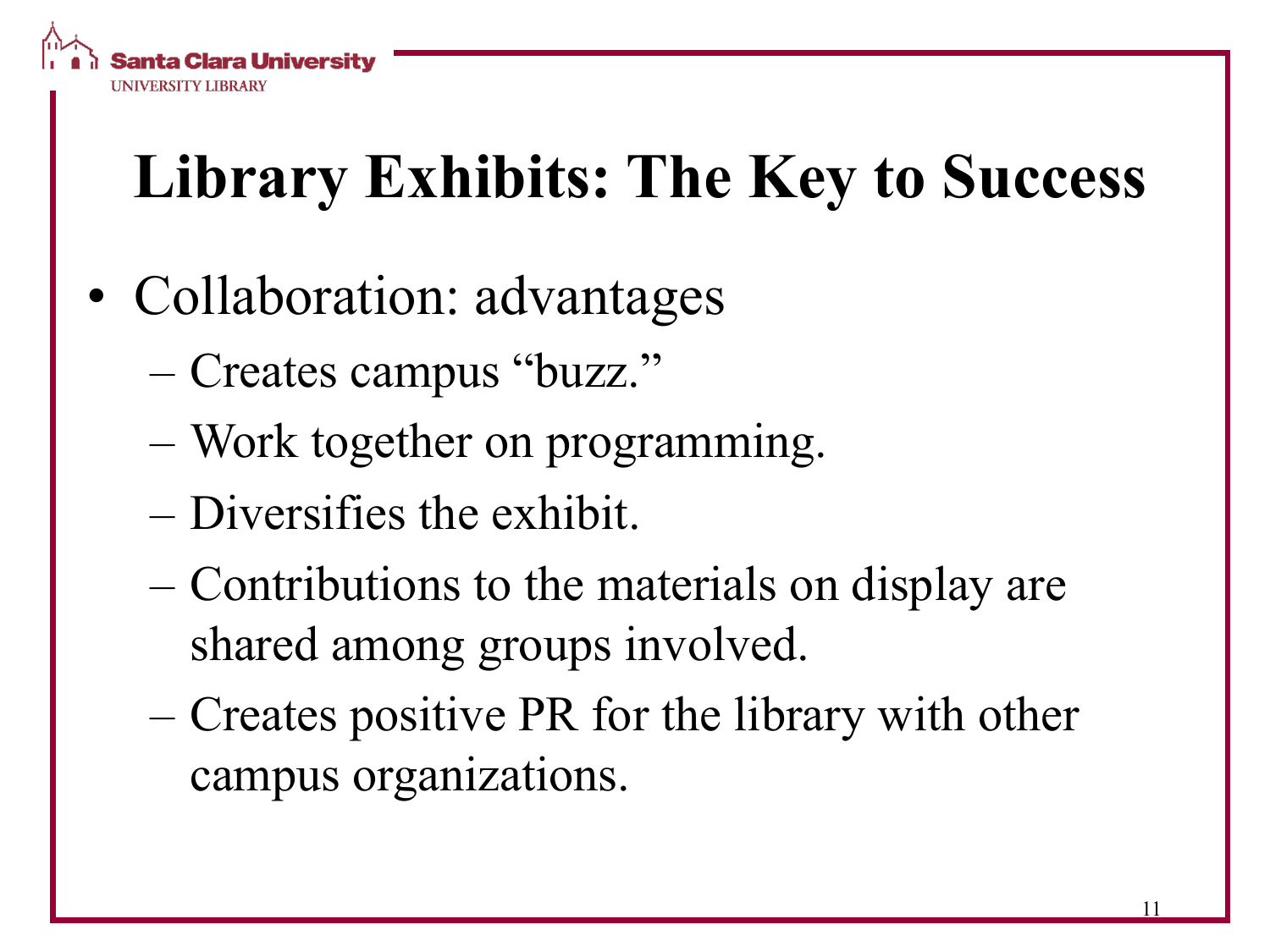# Library Exhibits: The Key to Success

- Collaboration: advantages
  - Creates campus "buzz."
  - Work together on programming.
  - Diversifies the exhibit.
  - Contributions to the materials on display are shared among groups involved.
  - Creates positive PR for the library with other campus organizations.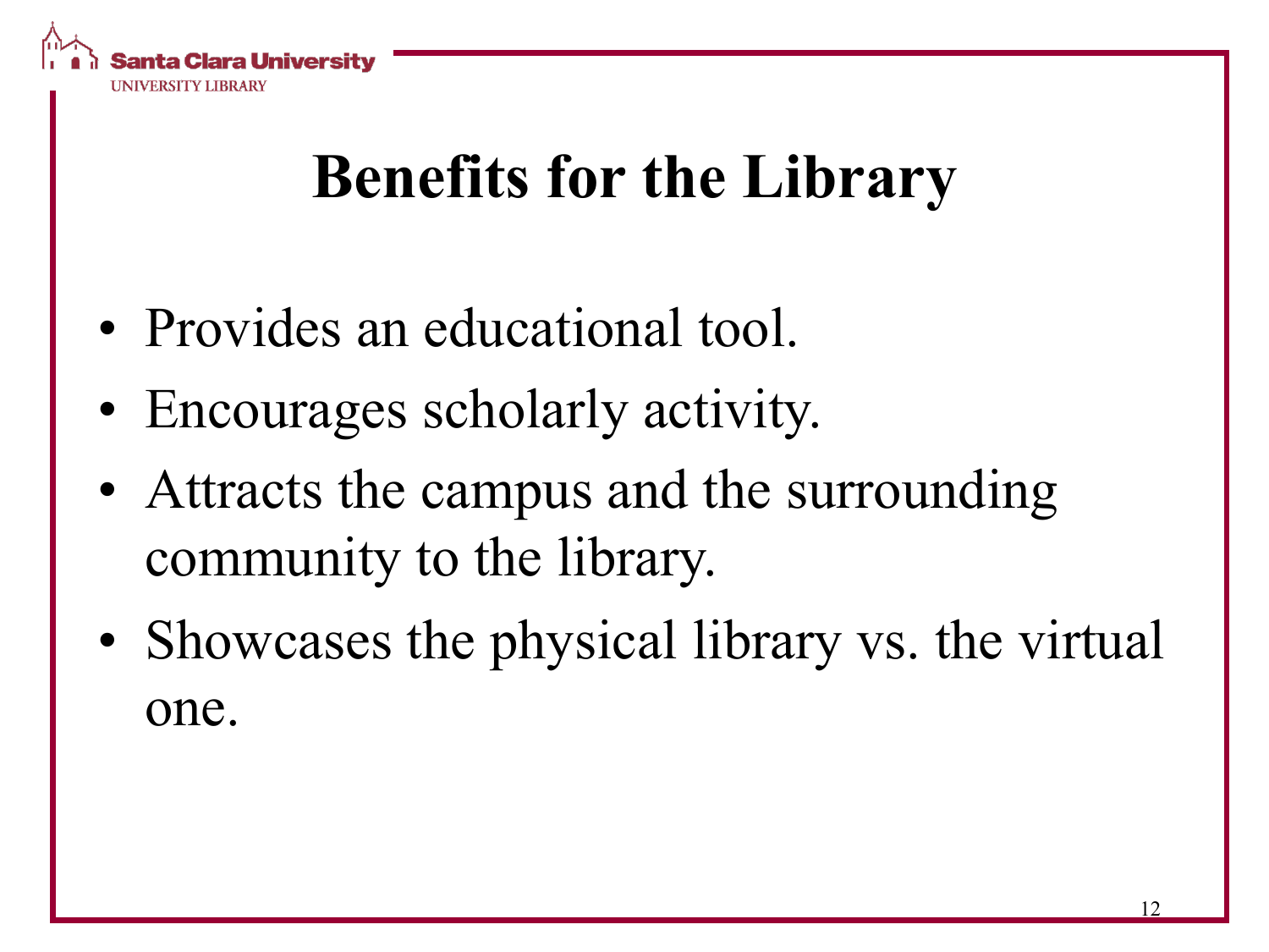# Benefits for the Library

- Provides an educational tool.
- Encourages scholarly activity.
- Attracts the campus and the surrounding community to the library.
- Showcases the physical library vs. the virtual one.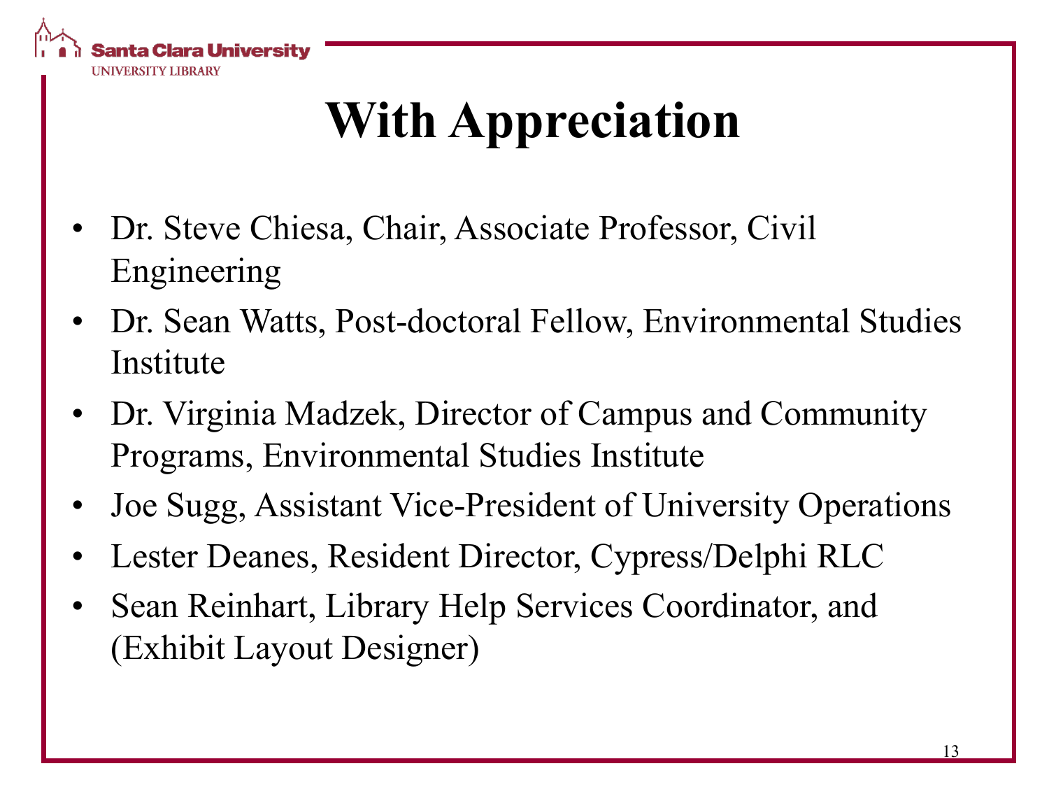# With Appreciation

- Dr. Steve Chiesa, Chair, Associate Professor, Civil Engineering
- Dr. Sean Watts, Post-doctoral Fellow, Environmental Studies Institute
- Dr. Virginia Madzek, Director of Campus and Community Programs, Environmental Studies Institute
- Joe Sugg, Assistant Vice-President of University Operations
- Lester Deanes, Resident Director, Cypress/Delphi RLC
- Sean Reinhart, Library Help Services Coordinator, and (Exhibit Layout Designer)